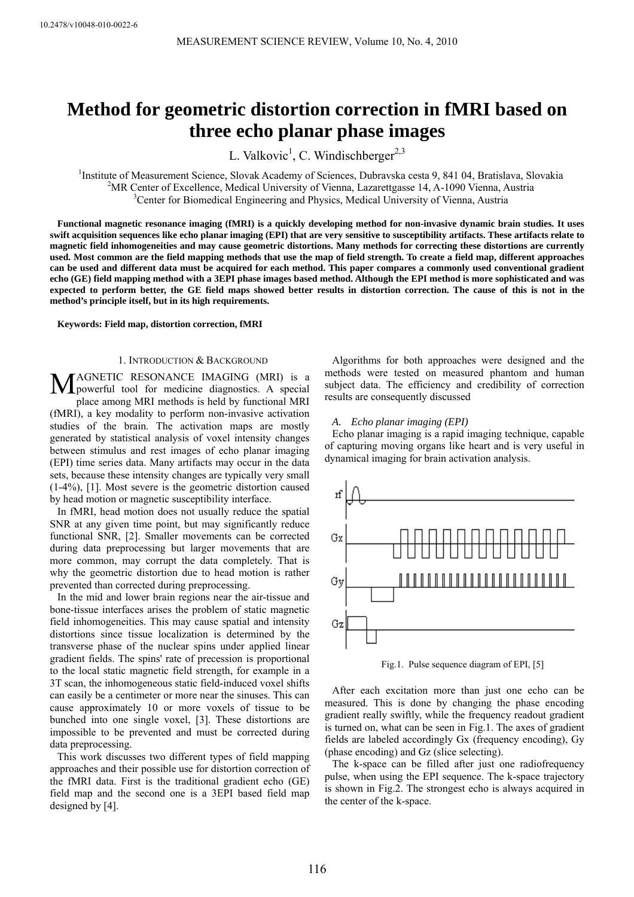10.2478/v10048-010-0022-6

# Method for geometric distortion correction in fMRI based on three echo planar phase images

L. Valkovic[1], C. Windischberger[2,3]

[1]Institute of Measurement Science, Slovak Academy of Sciences, Dubravska cesta 9, 841 04, Bratislava, Slovakia
[2]MR Center of Excellence, Medical University of Vienna, Lazarettgasse 14, A-1090 Vienna, Austria
[3]Center for Biomedical Engineering and Physics, Medical University of Vienna, Austria

**Functional magnetic resonance imaging (fMRI) is a quickly developing method for non-invasive dynamic brain studies. It uses swift acquisition sequences like echo planar imaging (EPI) that are very sensitive to susceptibility artifacts. These artifacts relate to magnetic field inhomogeneities and may cause geometric distortions. Many methods for correcting these distortions are currently used. Most common are the field mapping methods that use the map of field strength. To create a field map, different approaches can be used and different data must be acquired for each method. This paper compares a commonly used conventional gradient echo (GE) field mapping method with a 3EPI phase images based method. Although the EPI method is more sophisticated and was expected to perform better, the GE field maps showed better results in distortion correction. The cause of this is not in the method's principle itself, but in its high requirements.**

**Keywords: Field map, distortion correction, fMRI**

## 1. Introduction & Background

Magnetic resonance imaging (MRI) is a powerful tool for medicine diagnostics. A special place among MRI methods is held by functional MRI (fMRI), a key modality to perform non-invasive activation studies of the brain. The activation maps are mostly generated by statistical analysis of voxel intensity changes between stimulus and rest images of echo planar imaging (EPI) time series data. Many artifacts may occur in the data sets, because these intensity changes are typically very small (1-4%), [1]. Most severe is the geometric distortion caused by head motion or magnetic susceptibility interface.

In fMRI, head motion does not usually reduce the spatial SNR at any given time point, but may significantly reduce functional SNR, [2]. Smaller movements can be corrected during data preprocessing but larger movements that are more common, may corrupt the data completely. That is why the geometric distortion due to head motion is rather prevented than corrected during preprocessing.

In the mid and lower brain regions near the air-tissue and bone-tissue interfaces arises the problem of static magnetic field inhomogeneities. This may cause spatial and intensity distortions since tissue localization is determined by the transverse phase of the nuclear spins under applied linear gradient fields. The spins' rate of precession is proportional to the local static magnetic field strength, for example in a 3T scan, the inhomogeneous static field-induced voxel shifts can easily be a centimeter or more near the sinuses. This can cause approximately 10 or more voxels of tissue to be bunched into one single voxel, [3]. These distortions are impossible to be prevented and must be corrected during data preprocessing.

This work discusses two different types of field mapping approaches and their possible use for distortion correction of the fMRI data. First is the traditional gradient echo (GE) field map and the second one is a 3EPI based field map designed by [4].

Algorithms for both approaches were designed and the methods were tested on measured phantom and human subject data. The efficiency and credibility of correction results are consequently discussed

### *A. Echo planar imaging (EPI)*

Echo planar imaging is a rapid imaging technique, capable of capturing moving organs like heart and is very useful in dynamical imaging for brain activation analysis.

Fig.1. Pulse sequence diagram of EPI, [5]

After each excitation more than just one echo can be measured. This is done by changing the phase encoding gradient really swiftly, while the frequency readout gradient is turned on, what can be seen in Fig.1. The axes of gradient fields are labeled accordingly Gx (frequency encoding), Gy (phase encoding) and Gz (slice selecting).

The k-space can be filled after just one radiofrequency pulse, when using the EPI sequence. The k-space trajectory is shown in Fig.2. The strongest echo is always acquired in the center of the k-space.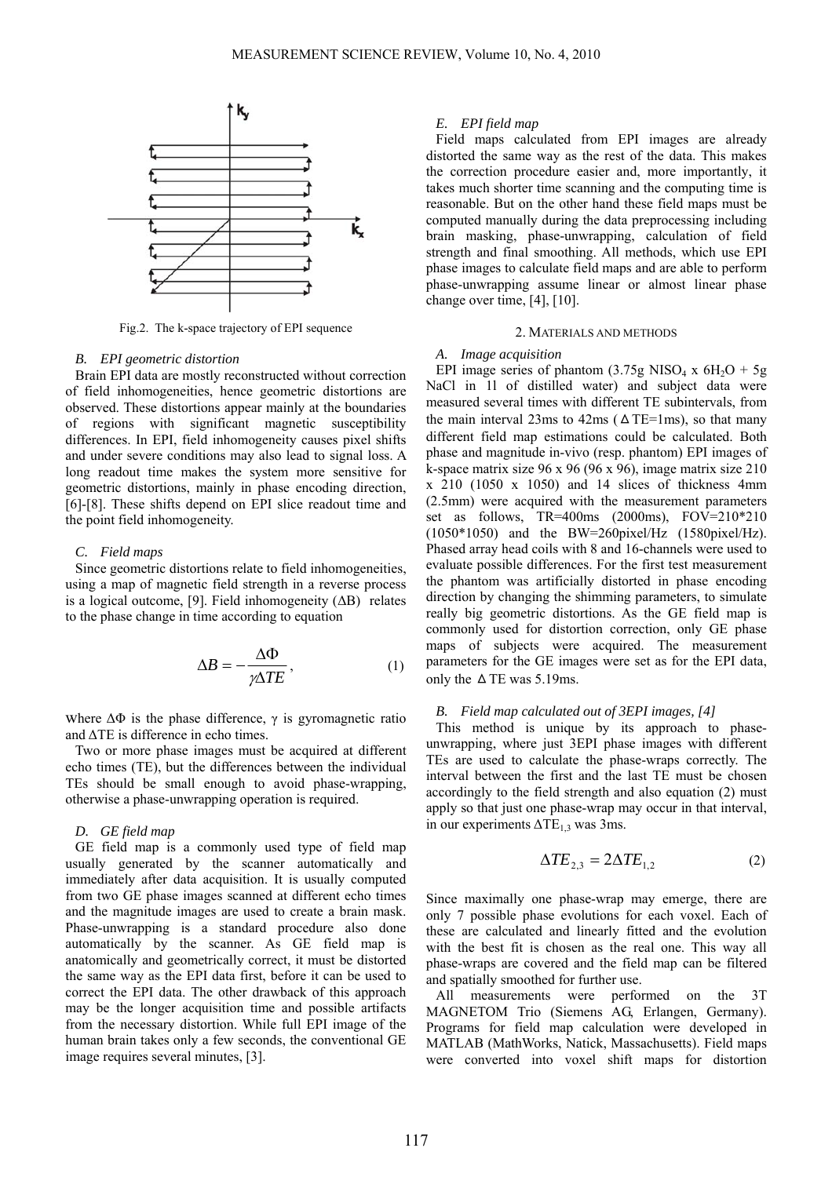Fig.2. The k-space trajectory of EPI sequence

### B. EPI geometric distortion

Brain EPI data are mostly reconstructed without correction of field inhomogeneities, hence geometric distortions are observed. These distortions appear mainly at the boundaries of regions with significant magnetic susceptibility differences. In EPI, field inhomogeneity causes pixel shifts and under severe conditions may also lead to signal loss. A long readout time makes the system more sensitive for geometric distortions, mainly in phase encoding direction, [6]-[8]. These shifts depend on EPI slice readout time and the point field inhomogeneity.

### C. Field maps

Since geometric distortions relate to field inhomogeneities, using a map of magnetic field strength in a reverse process is a logical outcome, [9]. Field inhomogeneity ($\Delta B$) relates to the phase change in time according to equation

$$\Delta B = -\frac{\Delta \Phi}{\gamma \Delta TE}, \tag{1}$$

Where $\Delta\Phi$ is the phase difference, $\gamma$ is gyromagnetic ratio and $\Delta TE$ is difference in echo times.

Two or more phase images must be acquired at different echo times (TE), but the differences between the individual TEs should be small enough to avoid phase-wrapping, otherwise a phase-unwrapping operation is required.

### D. GE field map

GE field map is a commonly used type of field map usually generated by the scanner automatically and immediately after data acquisition. It is usually computed from two GE phase images scanned at different echo times and the magnitude images are used to create a brain mask. Phase-unwrapping is a standard procedure also done automatically by the scanner. As GE field map is anatomically and geometrically correct, it must be distorted the same way as the EPI data first, before it can be used to correct the EPI data. The other drawback of this approach may be the longer acquisition time and possible artifacts from the necessary distortion. While full EPI image of the human brain takes only a few seconds, the conventional GE image requires several minutes, [3].

### E. EPI field map

Field maps calculated from EPI images are already distorted the same way as the rest of the data. This makes the correction procedure easier and, more importantly, it takes much shorter time scanning and the computing time is reasonable. But on the other hand these field maps must be computed manually during the data preprocessing including brain masking, phase-unwrapping, calculation of field strength and final smoothing. All methods, which use EPI phase images to calculate field maps and are able to perform phase-unwrapping assume linear or almost linear phase change over time, [4], [10].

## 2. MATERIALS AND METHODS

### A. Image acquisition

EPI image series of phantom (3.75g $NISO_4 \times 6H_2O$ + 5g NaCl in 1l of distilled water) and subject data were measured several times with different TE subintervals, from the main interval 23ms to 42ms ($\Delta$TE=1ms), so that many different field map estimations could be calculated. Both phase and magnitude in-vivo (resp. phantom) EPI images of k-space matrix size 96 x 96 (96 x 96), image matrix size 210 x 210 (1050 x 1050) and 14 slices of thickness 4mm (2.5mm) were acquired with the measurement parameters set as follows, TR=400ms (2000ms), FOV=210*210 (1050*1050) and the BW=260pixel/Hz (1580pixel/Hz). Phased array head coils with 8 and 16-channels were used to evaluate possible differences. For the first test measurement the phantom was artificially distorted in phase encoding direction by changing the shimming parameters, to simulate really big geometric distortions. As the GE field map is commonly used for distortion correction, only GE phase maps of subjects were acquired. The measurement parameters for the GE images were set as for the EPI data, only the $\Delta$TE was 5.19ms.

### B. Field map calculated out of 3EPI images, [4]

This method is unique by its approach to phase-unwrapping, where just 3EPI phase images with different TEs are used to calculate the phase-wraps correctly. The interval between the first and the last TE must be chosen accordingly to the field strength and also equation (2) must apply so that just one phase-wrap may occur in that interval, in our experiments $\Delta TE_{1,3}$ was 3ms.

$$\Delta TE_{2,3} = 2\Delta TE_{1,2} \tag{2}$$

Since maximally one phase-wrap may emerge, there are only 7 possible phase evolutions for each voxel. Each of these are calculated and linearly fitted and the evolution with the best fit is chosen as the real one. This way all phase-wraps are covered and the field map can be filtered and spatially smoothed for further use.

All measurements were performed on the 3T MAGNETOM Trio (Siemens AG, Erlangen, Germany). Programs for field map calculation were developed in MATLAB (MathWorks, Natick, Massachusetts). Field maps were converted into voxel shift maps for distortion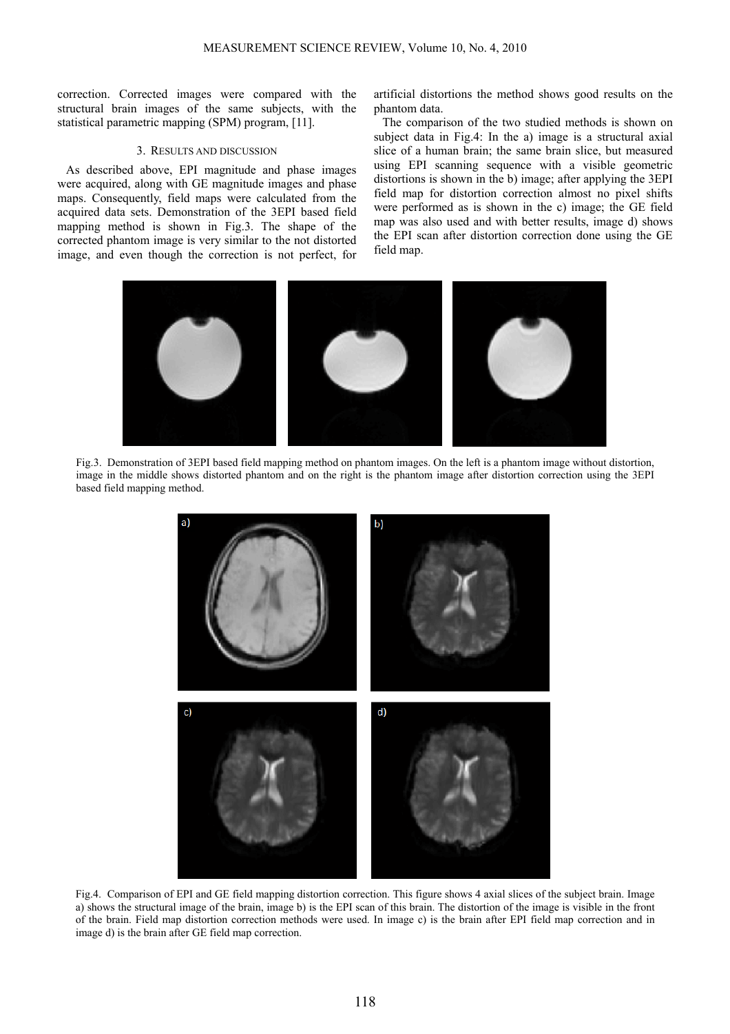correction. Corrected images were compared with the structural brain images of the same subjects, with the statistical parametric mapping (SPM) program, [11].

## 3. Results and discussion

As described above, EPI magnitude and phase images were acquired, along with GE magnitude images and phase maps. Consequently, field maps were calculated from the acquired data sets. Demonstration of the 3EPI based field mapping method is shown in Fig.3. The shape of the corrected phantom image is very similar to the not distorted image, and even though the correction is not perfect, for artificial distortions the method shows good results on the phantom data.

The comparison of the two studied methods is shown on subject data in Fig.4: In the a) image is a structural axial slice of a human brain; the same brain slice, but measured using EPI scanning sequence with a visible geometric distortions is shown in the b) image; after applying the 3EPI field map for distortion correction almost no pixel shifts were performed as is shown in the c) image; the GE field map was also used and with better results, image d) shows the EPI scan after distortion correction done using the GE field map.

Fig.3. Demonstration of 3EPI based field mapping method on phantom images. On the left is a phantom image without distortion, image in the middle shows distorted phantom and on the right is the phantom image after distortion correction using the 3EPI based field mapping method.

Fig.4. Comparison of EPI and GE field mapping distortion correction. This figure shows 4 axial slices of the subject brain. Image a) shows the structural image of the brain, image b) is the EPI scan of this brain. The distortion of the image is visible in the front of the brain. Field map distortion correction methods were used. In image c) is the brain after EPI field map correction and in image d) is the brain after GE field map correction.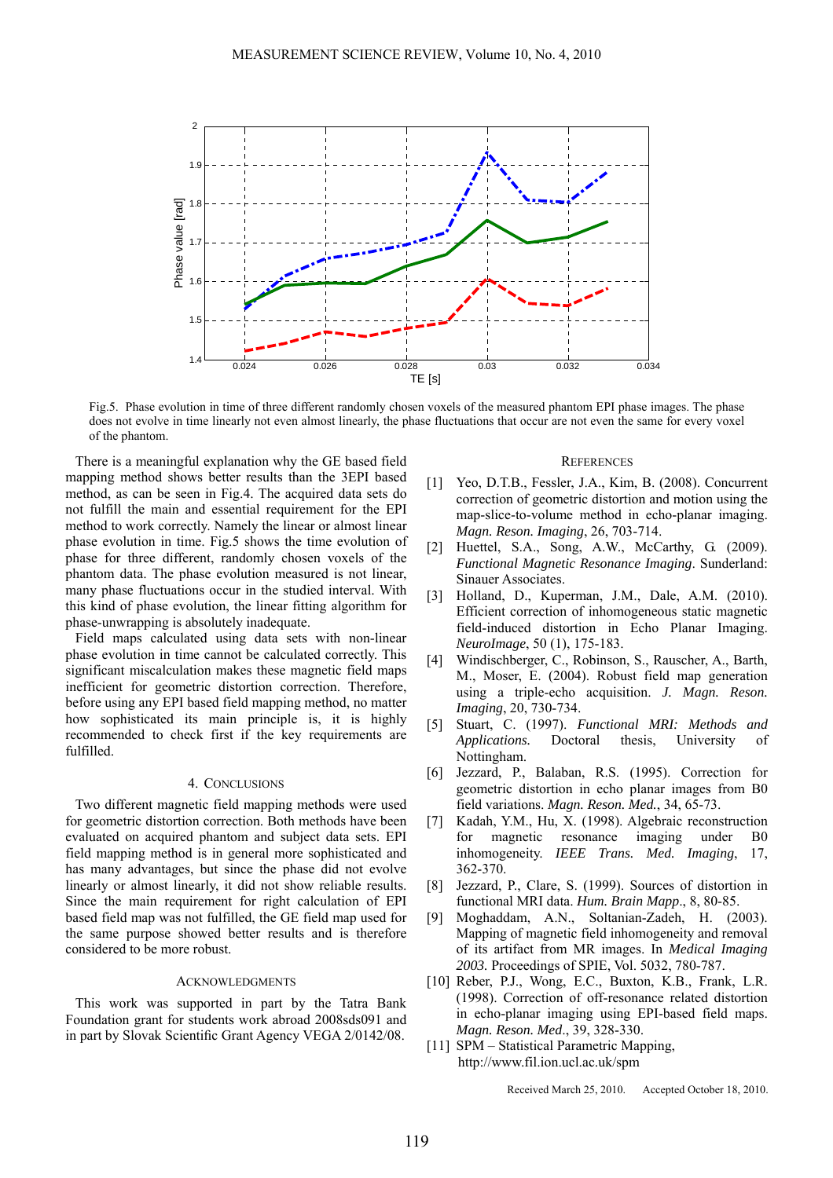Phase value [rad]

2
1.9
1.8
1.7
1.6
1.5
1.4

0.024 0.026 0.028 0.03 0.032 0.034

TE [s]

Fig.5. Phase evolution in time of three different randomly chosen voxels of the measured phantom EPI phase images. The phase does not evolve in time linearly not even almost linearly, the phase fluctuations that occur are not even the same for every voxel of the phantom.

There is a meaningful explanation why the GE based field mapping method shows better results than the 3EPI based method, as can be seen in Fig.4. The acquired data sets do not fulfill the main and essential requirement for the EPI method to work correctly. Namely the linear or almost linear phase evolution in time. Fig.5 shows the time evolution of phase for three different, randomly chosen voxels of the phantom data. The phase evolution measured is not linear, many phase fluctuations occur in the studied interval. With this kind of phase evolution, the linear fitting algorithm for phase-unwrapping is absolutely inadequate.

Field maps calculated using data sets with non-linear phase evolution in time cannot be calculated correctly. This significant miscalculation makes these magnetic field maps inefficient for geometric distortion correction. Therefore, before using any EPI based field mapping method, no matter how sophisticated its main principle is, it is highly recommended to check first if the key requirements are fulfilled.

## 4. Conclusions

Two different magnetic field mapping methods were used for geometric distortion correction. Both methods have been evaluated on acquired phantom and subject data sets. EPI field mapping method is in general more sophisticated and has many advantages, but since the phase did not evolve linearly or almost linearly, it did not show reliable results. Since the main requirement for right calculation of EPI based field map was not fulfilled, the GE field map used for the same purpose showed better results and is therefore considered to be more robust.

## Acknowledgments

This work was supported in part by the Tatra Bank Foundation grant for students work abroad 2008sds091 and in part by Slovak Scientific Grant Agency VEGA 2/0142/08.

## References

[1] Yeo, D.T.B., Fessler, J.A., Kim, B. (2008). Concurrent correction of geometric distortion and motion using the map-slice-to-volume method in echo-planar imaging. *Magn. Reson. Imaging*, 26, 703-714.

[2] Huettel, S.A., Song, A.W., McCarthy, G. (2009). *Functional Magnetic Resonance Imaging*. Sunderland: Sinauer Associates.

[3] Holland, D., Kuperman, J.M., Dale, A.M. (2010). Efficient correction of inhomogeneous static magnetic field-induced distortion in Echo Planar Imaging. *NeuroImage*, 50 (1), 175-183.

[4] Windischberger, C., Robinson, S., Rauscher, A., Barth, M., Moser, E. (2004). Robust field map generation using a triple-echo acquisition. *J. Magn. Reson. Imaging*, 20, 730-734.

[5] Stuart, C. (1997). *Functional MRI: Methods and Applications.* Doctoral thesis, University of Nottingham.

[6] Jezzard, P., Balaban, R.S. (1995). Correction for geometric distortion in echo planar images from B0 field variations. *Magn. Reson. Med.*, 34, 65-73.

[7] Kadah, Y.M., Hu, X. (1998). Algebraic reconstruction for magnetic resonance imaging under B0 inhomogeneity. *IEEE Trans. Med. Imaging*, 17, 362-370.

[8] Jezzard, P., Clare, S. (1999). Sources of distortion in functional MRI data. *Hum. Brain Mapp*., 8, 80-85.

[9] Moghaddam, A.N., Soltanian-Zadeh, H. (2003). Mapping of magnetic field inhomogeneity and removal of its artifact from MR images. In *Medical Imaging 2003.* Proceedings of SPIE, Vol. 5032, 780-787.

[10] Reber, P.J., Wong, E.C., Buxton, K.B., Frank, L.R. (1998). Correction of off-resonance related distortion in echo-planar imaging using EPI-based field maps. *Magn. Reson. Med*., 39, 328-330.

[11] SPM – Statistical Parametric Mapping, http://www.fil.ion.ucl.ac.uk/spm

Received March 25, 2010. Accepted October 18, 2010.